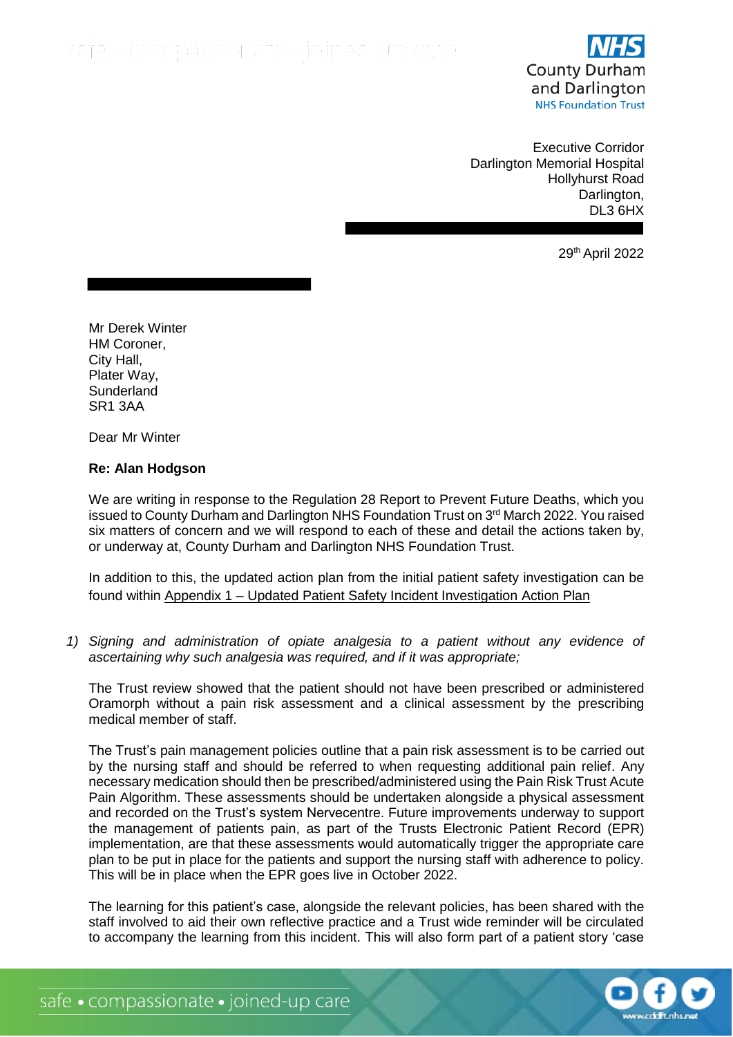County Durham and Darlington NHS Foundation Trust

Executive Corridor
Darlington Memorial Hospital
Hollyhurst Road
Darlington,
DL3 6HX

29th April 2022

Mr Derek Winter
HM Coroner,
City Hall,
Plater Way,
Sunderland
SR1 3AA

Dear Mr Winter

**Re: Alan Hodgson**

We are writing in response to the Regulation 28 Report to Prevent Future Deaths, which you issued to County Durham and Darlington NHS Foundation Trust on 3rd March 2022. You raised six matters of concern and we will respond to each of these and detail the actions taken by, or underway at, County Durham and Darlington NHS Foundation Trust.

In addition to this, the updated action plan from the initial patient safety investigation can be found within Appendix 1 – Updated Patient Safety Incident Investigation Action Plan

1) *Signing and administration of opiate analgesia to a patient without any evidence of ascertaining why such analgesia was required, and if it was appropriate;*

The Trust review showed that the patient should not have been prescribed or administered Oramorph without a pain risk assessment and a clinical assessment by the prescribing medical member of staff.

The Trust's pain management policies outline that a pain risk assessment is to be carried out by the nursing staff and should be referred to when requesting additional pain relief. Any necessary medication should then be prescribed/administered using the Pain Risk Trust Acute Pain Algorithm. These assessments should be undertaken alongside a physical assessment and recorded on the Trust's system Nervecentre. Future improvements underway to support the management of patients pain, as part of the Trusts Electronic Patient Record (EPR) implementation, are that these assessments would automatically trigger the appropriate care plan to be put in place for the patients and support the nursing staff with adherence to policy. This will be in place when the EPR goes live in October 2022.

The learning for this patient's case, alongside the relevant policies, has been shared with the staff involved to aid their own reflective practice and a Trust wide reminder will be circulated to accompany the learning from this incident. This will also form part of a patient story 'case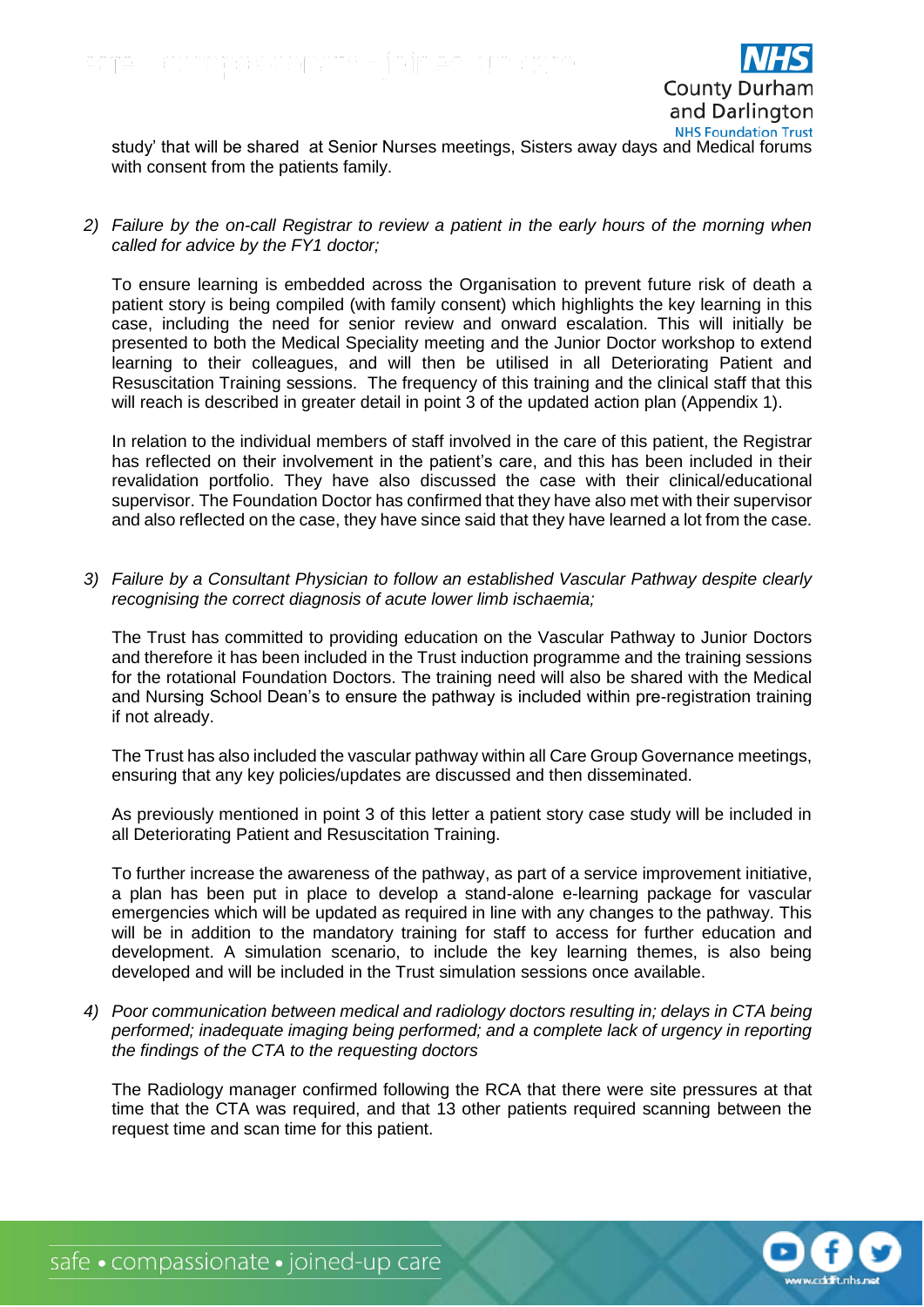study' that will be shared at Senior Nurses meetings, Sisters away days and Medical forums with consent from the patients family.

2) *Failure by the on-call Registrar to review a patient in the early hours of the morning when called for advice by the FY1 doctor;*

   To ensure learning is embedded across the Organisation to prevent future risk of death a patient story is being compiled (with family consent) which highlights the key learning in this case, including the need for senior review and onward escalation. This will initially be presented to both the Medical Speciality meeting and the Junior Doctor workshop to extend learning to their colleagues, and will then be utilised in all Deteriorating Patient and Resuscitation Training sessions. The frequency of this training and the clinical staff that this will reach is described in greater detail in point 3 of the updated action plan (Appendix 1).

   In relation to the individual members of staff involved in the care of this patient, the Registrar has reflected on their involvement in the patient's care, and this has been included in their revalidation portfolio. They have also discussed the case with their clinical/educational supervisor. The Foundation Doctor has confirmed that they have also met with their supervisor and also reflected on the case, they have since said that they have learned a lot from the case.

3) *Failure by a Consultant Physician to follow an established Vascular Pathway despite clearly recognising the correct diagnosis of acute lower limb ischaemia;*

   The Trust has committed to providing education on the Vascular Pathway to Junior Doctors and therefore it has been included in the Trust induction programme and the training sessions for the rotational Foundation Doctors. The training need will also be shared with the Medical and Nursing School Dean's to ensure the pathway is included within pre-registration training if not already.

   The Trust has also included the vascular pathway within all Care Group Governance meetings, ensuring that any key policies/updates are discussed and then disseminated.

   As previously mentioned in point 3 of this letter a patient story case study will be included in all Deteriorating Patient and Resuscitation Training.

   To further increase the awareness of the pathway, as part of a service improvement initiative, a plan has been put in place to develop a stand-alone e-learning package for vascular emergencies which will be updated as required in line with any changes to the pathway. This will be in addition to the mandatory training for staff to access for further education and development. A simulation scenario, to include the key learning themes, is also being developed and will be included in the Trust simulation sessions once available.

4) *Poor communication between medical and radiology doctors resulting in; delays in CTA being performed; inadequate imaging being performed; and a complete lack of urgency in reporting the findings of the CTA to the requesting doctors*

   The Radiology manager confirmed following the RCA that there were site pressures at that time that the CTA was required, and that 13 other patients required scanning between the request time and scan time for this patient.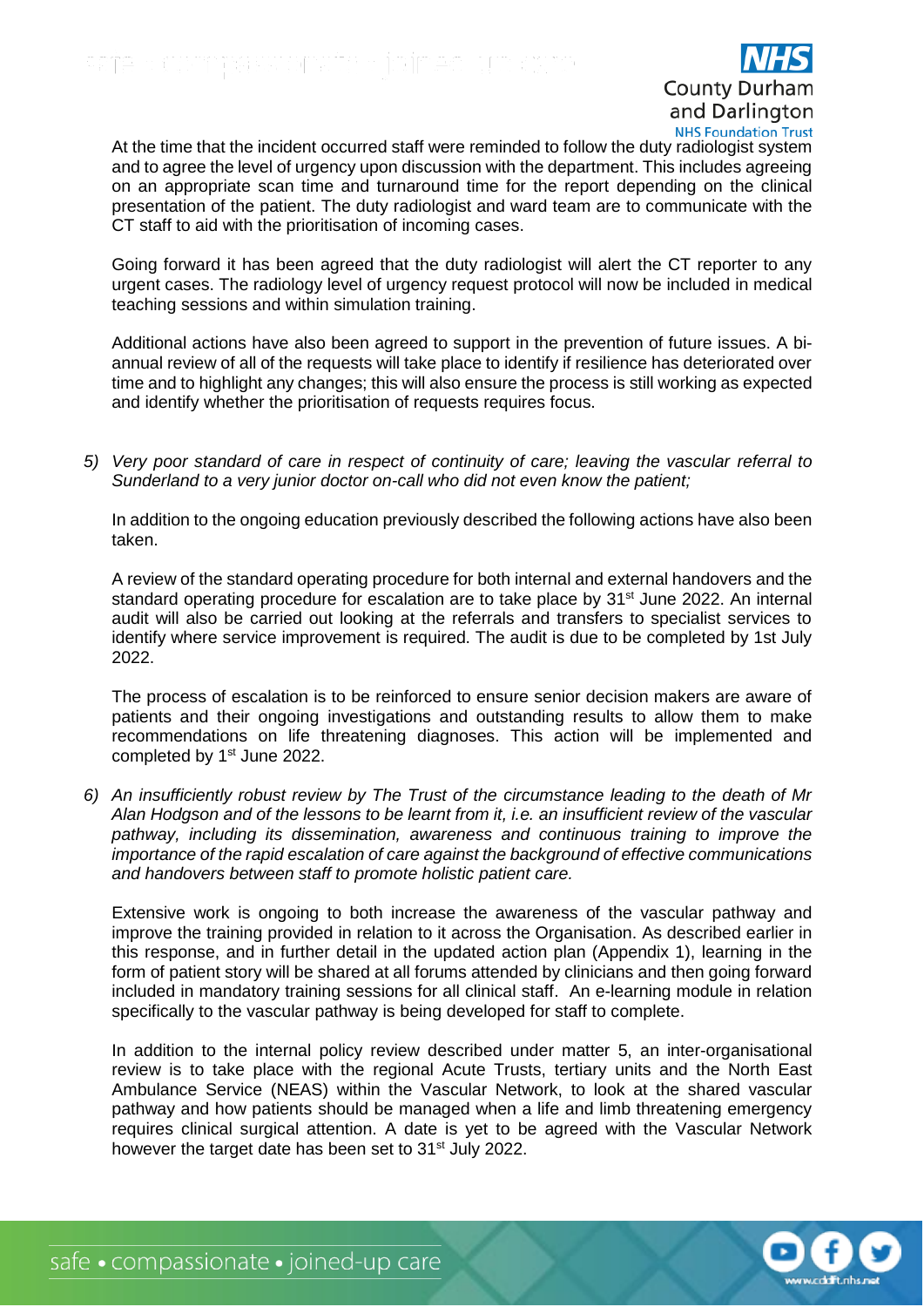At the time that the incident occurred staff were reminded to follow the duty radiologist system and to agree the level of urgency upon discussion with the department. This includes agreeing on an appropriate scan time and turnaround time for the report depending on the clinical presentation of the patient. The duty radiologist and ward team are to communicate with the CT staff to aid with the prioritisation of incoming cases.

Going forward it has been agreed that the duty radiologist will alert the CT reporter to any urgent cases. The radiology level of urgency request protocol will now be included in medical teaching sessions and within simulation training.

Additional actions have also been agreed to support in the prevention of future issues. A bi-annual review of all of the requests will take place to identify if resilience has deteriorated over time and to highlight any changes; this will also ensure the process is still working as expected and identify whether the prioritisation of requests requires focus.

5) *Very poor standard of care in respect of continuity of care; leaving the vascular referral to Sunderland to a very junior doctor on-call who did not even know the patient;*

   In addition to the ongoing education previously described the following actions have also been taken.

   A review of the standard operating procedure for both internal and external handovers and the standard operating procedure for escalation are to take place by 31st June 2022. An internal audit will also be carried out looking at the referrals and transfers to specialist services to identify where service improvement is required. The audit is due to be completed by 1st July 2022.

   The process of escalation is to be reinforced to ensure senior decision makers are aware of patients and their ongoing investigations and outstanding results to allow them to make recommendations on life threatening diagnoses. This action will be implemented and completed by 1st June 2022.

6) *An insufficiently robust review by The Trust of the circumstance leading to the death of Mr Alan Hodgson and of the lessons to be learnt from it, i.e. an insufficient review of the vascular pathway, including its dissemination, awareness and continuous training to improve the importance of the rapid escalation of care against the background of effective communications and handovers between staff to promote holistic patient care.*

   Extensive work is ongoing to both increase the awareness of the vascular pathway and improve the training provided in relation to it across the Organisation. As described earlier in this response, and in further detail in the updated action plan (Appendix 1), learning in the form of patient story will be shared at all forums attended by clinicians and then going forward included in mandatory training sessions for all clinical staff. An e-learning module in relation specifically to the vascular pathway is being developed for staff to complete.

   In addition to the internal policy review described under matter 5, an inter-organisational review is to take place with the regional Acute Trusts, tertiary units and the North East Ambulance Service (NEAS) within the Vascular Network, to look at the shared vascular pathway and how patients should be managed when a life and limb threatening emergency requires clinical surgical attention. A date is yet to be agreed with the Vascular Network however the target date has been set to 31st July 2022.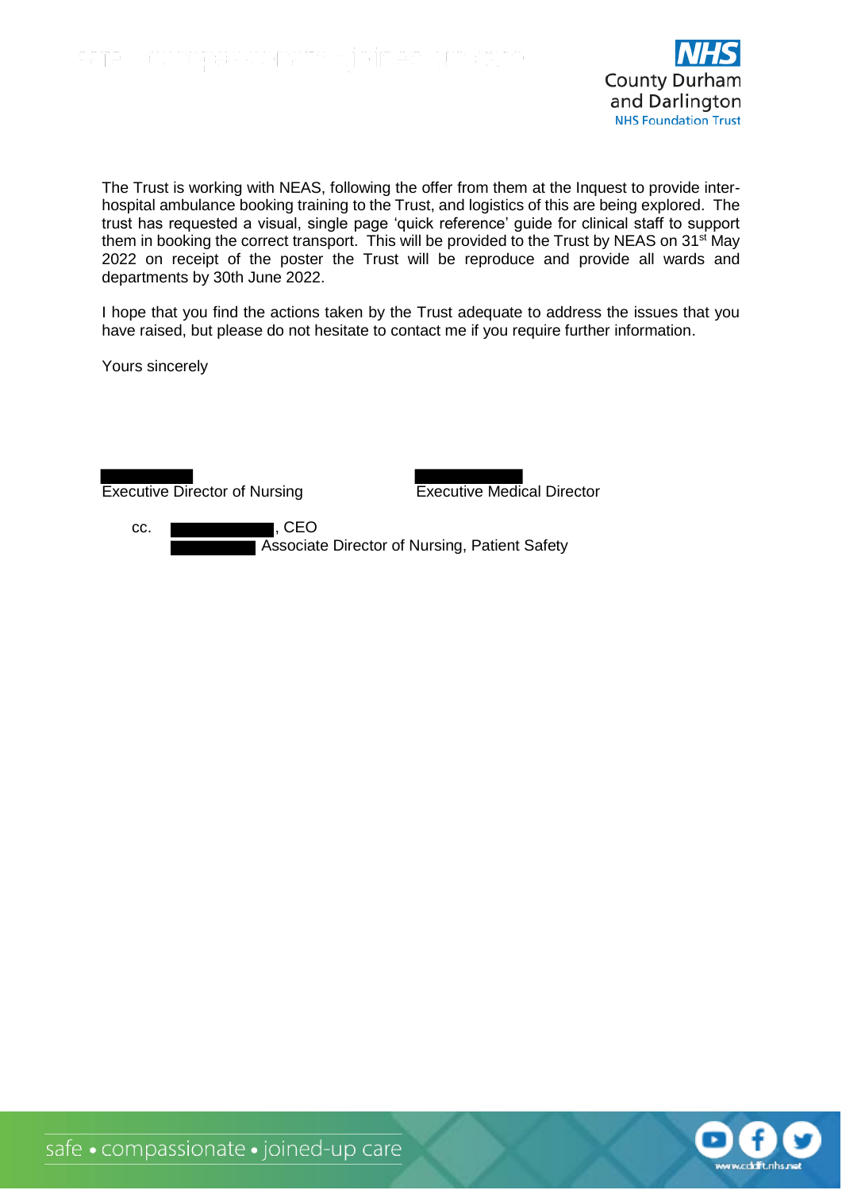The Trust is working with NEAS, following the offer from them at the Inquest to provide inter-hospital ambulance booking training to the Trust, and logistics of this are being explored. The trust has requested a visual, single page 'quick reference' guide for clinical staff to support them in booking the correct transport. This will be provided to the Trust by NEAS on 31st May 2022 on receipt of the poster the Trust will be reproduce and provide all wards and departments by 30th June 2022.

I hope that you find the actions taken by the Trust adequate to address the issues that you have raised, but please do not hesitate to contact me if you require further information.

Yours sincerely

Executive Director of Nursing

Executive Medical Director

cc. , CEO
Associate Director of Nursing, Patient Safety